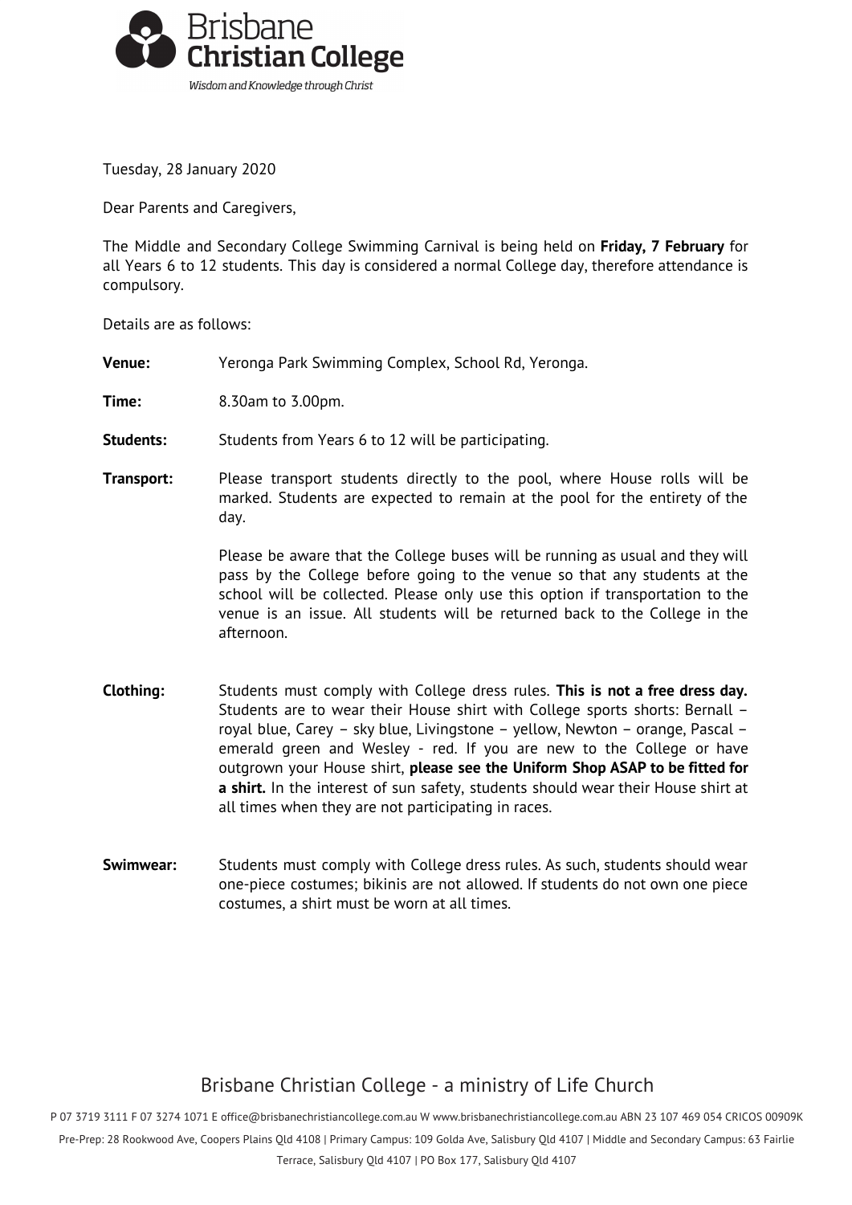**Brisbane Christian College**

*Wisdom and Knowledge through Christ*

Tuesday, 28 January 2020

Dear Parents and Caregivers,

The Middle and Secondary College Swimming Carnival is being held on **Friday, 7 February** for all Years 6 to 12 students. This day is considered a normal College day, therefore attendance is compulsory.

Details are as follows:

**Venue:** Yeronga Park Swimming Complex, School Rd, Yeronga.

**Time:** 8.30am to 3.00pm.

**Students:** Students from Years 6 to 12 will be participating.

**Transport:** Please transport students directly to the pool, where House rolls will be marked. Students are expected to remain at the pool for the entirety of the day.

Please be aware that the College buses will be running as usual and they will pass by the College before going to the venue so that any students at the school will be collected. Please only use this option if transportation to the venue is an issue. All students will be returned back to the College in the afternoon.

**Clothing:** Students must comply with College dress rules. **This is not a free dress day.** Students are to wear their House shirt with College sports shorts: Bernall – royal blue, Carey – sky blue, Livingstone – yellow, Newton – orange, Pascal – emerald green and Wesley - red. If you are new to the College or have outgrown your House shirt, **please see the Uniform Shop ASAP to be fitted for a shirt.** In the interest of sun safety, students should wear their House shirt at all times when they are not participating in races.

**Swimwear:** Students must comply with College dress rules. As such, students should wear one-piece costumes; bikinis are not allowed. If students do not own one piece costumes, a shirt must be worn at all times.

Brisbane Christian College - a ministry of Life Church

P 07 3719 3111 F 07 3274 1071 E office@brisbanechristiancollege.com.au W www.brisbanechristiancollege.com.au ABN 23 107 469 054 CRICOS 00909K

Pre-Prep: 28 Rookwood Ave, Coopers Plains Qld 4108 | Primary Campus: 109 Golda Ave, Salisbury Qld 4107 | Middle and Secondary Campus: 63 Fairlie Terrace, Salisbury Qld 4107 | PO Box 177, Salisbury Qld 4107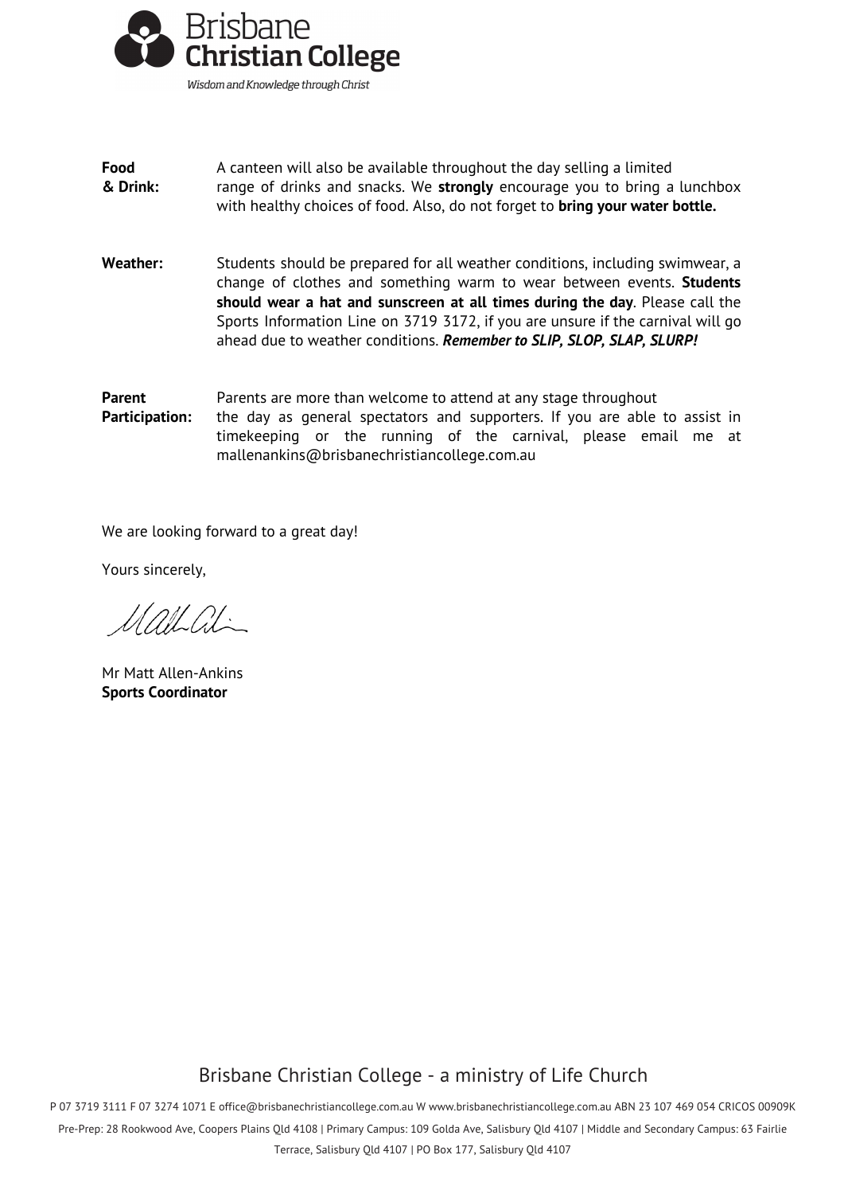**Food & Drink:** A canteen will also be available throughout the day selling a limited range of drinks and snacks. We **strongly** encourage you to bring a lunchbox with healthy choices of food. Also, do not forget to **bring your water bottle.**

**Weather:** Students should be prepared for all weather conditions, including swimwear, a change of clothes and something warm to wear between events. **Students should wear a hat and sunscreen at all times during the day**. Please call the Sports Information Line on 3719 3172, if you are unsure if the carnival will go ahead due to weather conditions. ***Remember to SLIP, SLOP, SLAP, SLURP!***

**Parent Participation:** Parents are more than welcome to attend at any stage throughout the day as general spectators and supporters. If you are able to assist in timekeeping or the running of the carnival, please email me at mallenankins@brisbanechristiancollege.com.au

We are looking forward to a great day!

Yours sincerely,

Mr Matt Allen-Ankins
**Sports Coordinator**